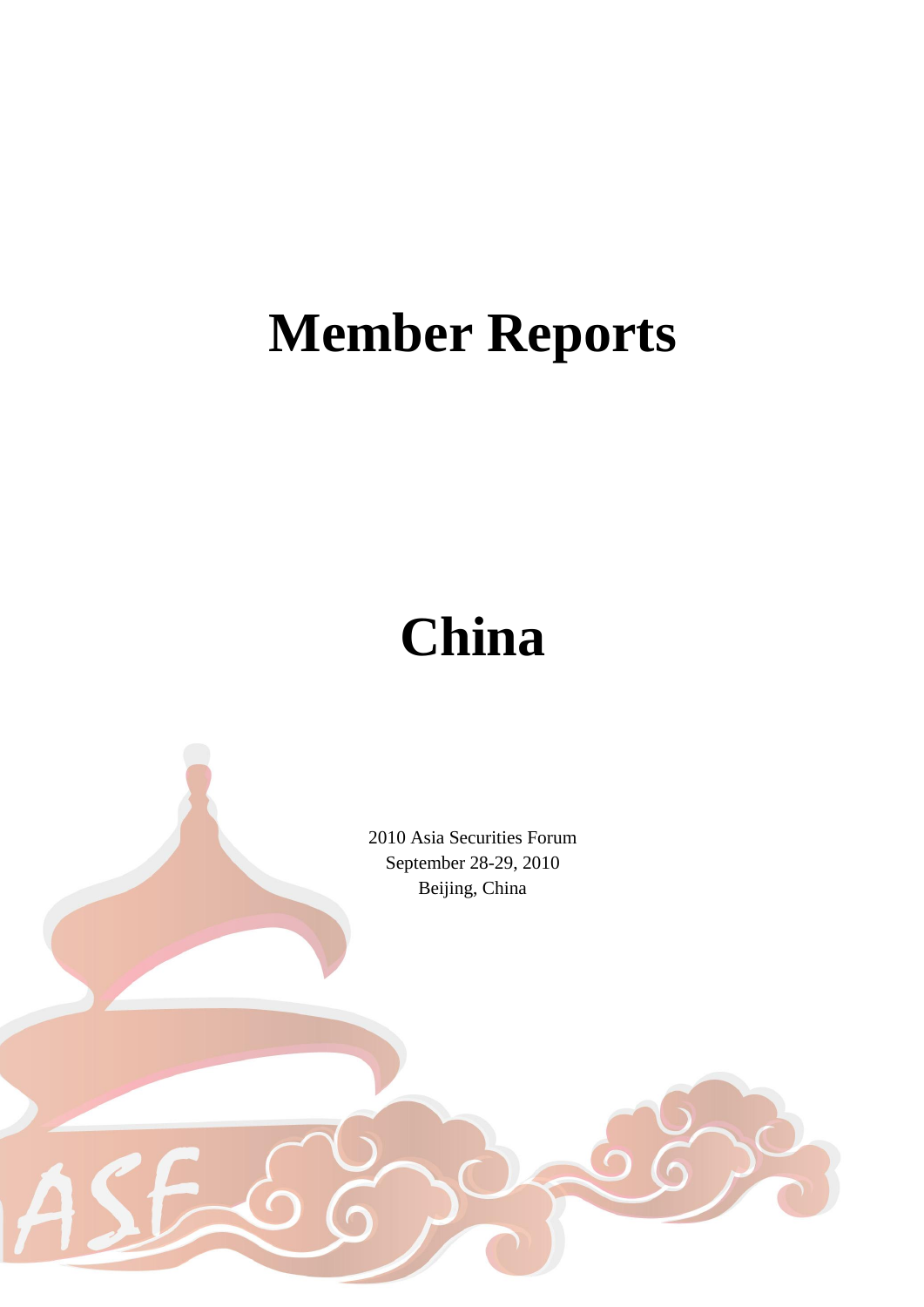# Member Reports

# China

2010 Asia Securities Forum
September 28-29, 2010
Beijing, China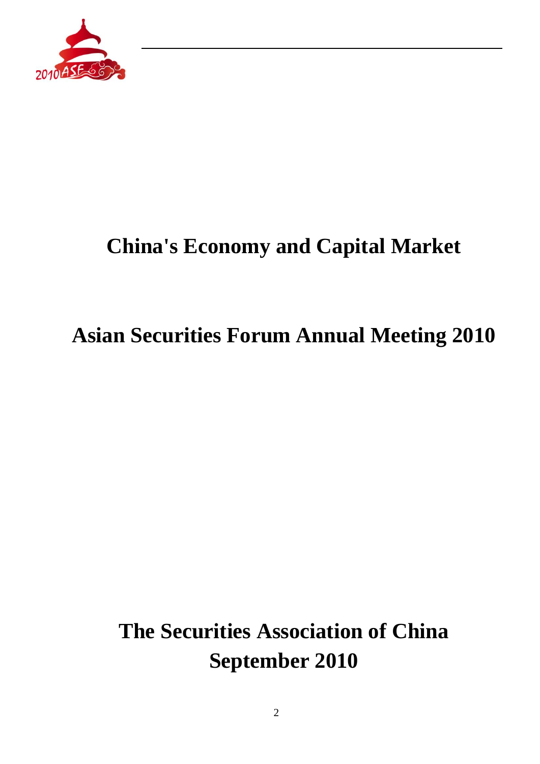# China's Economy and Capital Market

## Asian Securities Forum Annual Meeting 2010

**The Securities Association of China**
**September 2010**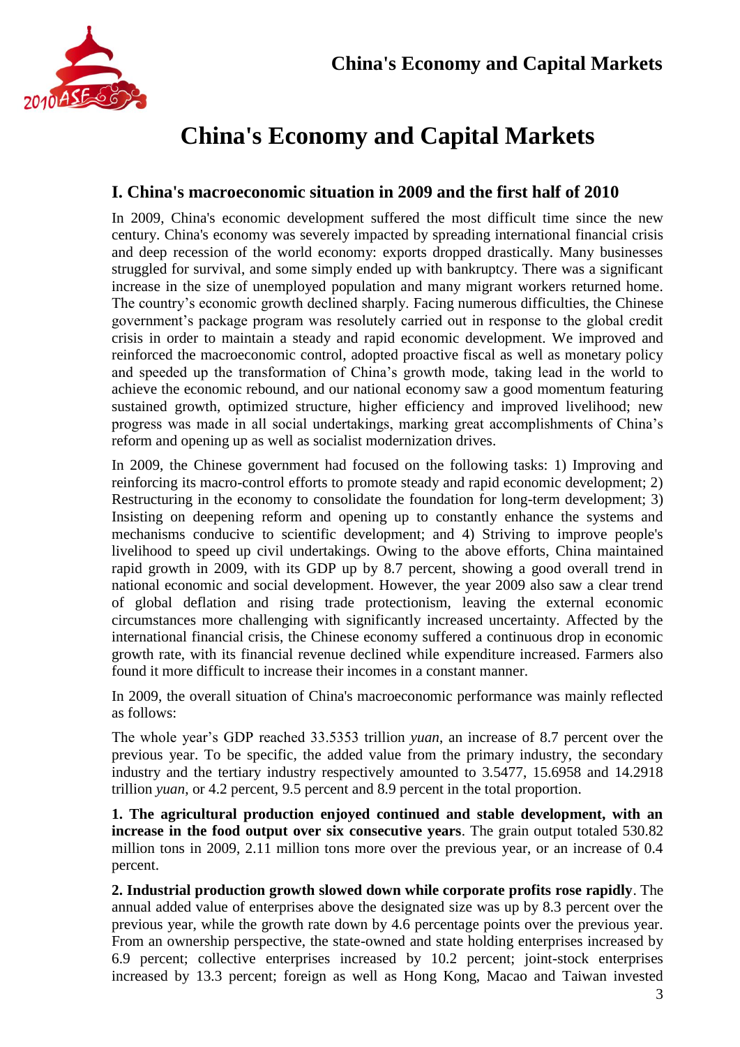# China's Economy and Capital Markets

## I. China's macroeconomic situation in 2009 and the first half of 2010

In 2009, China's economic development suffered the most difficult time since the new century. China's economy was severely impacted by spreading international financial crisis and deep recession of the world economy: exports dropped drastically. Many businesses struggled for survival, and some simply ended up with bankruptcy. There was a significant increase in the size of unemployed population and many migrant workers returned home. The country's economic growth declined sharply. Facing numerous difficulties, the Chinese government's package program was resolutely carried out in response to the global credit crisis in order to maintain a steady and rapid economic development. We improved and reinforced the macroeconomic control, adopted proactive fiscal as well as monetary policy and speeded up the transformation of China's growth mode, taking lead in the world to achieve the economic rebound, and our national economy saw a good momentum featuring sustained growth, optimized structure, higher efficiency and improved livelihood; new progress was made in all social undertakings, marking great accomplishments of China's reform and opening up as well as socialist modernization drives.

In 2009, the Chinese government had focused on the following tasks: 1) Improving and reinforcing its macro-control efforts to promote steady and rapid economic development; 2) Restructuring in the economy to consolidate the foundation for long-term development; 3) Insisting on deepening reform and opening up to constantly enhance the systems and mechanisms conducive to scientific development; and 4) Striving to improve people's livelihood to speed up civil undertakings. Owing to the above efforts, China maintained rapid growth in 2009, with its GDP up by 8.7 percent, showing a good overall trend in national economic and social development. However, the year 2009 also saw a clear trend of global deflation and rising trade protectionism, leaving the external economic circumstances more challenging with significantly increased uncertainty. Affected by the international financial crisis, the Chinese economy suffered a continuous drop in economic growth rate, with its financial revenue declined while expenditure increased. Farmers also found it more difficult to increase their incomes in a constant manner.

In 2009, the overall situation of China's macroeconomic performance was mainly reflected as follows:

The whole year's GDP reached 33.5353 trillion *yuan*, an increase of 8.7 percent over the previous year. To be specific, the added value from the primary industry, the secondary industry and the tertiary industry respectively amounted to 3.5477, 15.6958 and 14.2918 trillion *yuan*, or 4.2 percent, 9.5 percent and 8.9 percent in the total proportion.

**1. The agricultural production enjoyed continued and stable development, with an increase in the food output over six consecutive years**. The grain output totaled 530.82 million tons in 2009, 2.11 million tons more over the previous year, or an increase of 0.4 percent.

**2. Industrial production growth slowed down while corporate profits rose rapidly**. The annual added value of enterprises above the designated size was up by 8.3 percent over the previous year, while the growth rate down by 4.6 percentage points over the previous year. From an ownership perspective, the state-owned and state holding enterprises increased by 6.9 percent; collective enterprises increased by 10.2 percent; joint-stock enterprises increased by 13.3 percent; foreign as well as Hong Kong, Macao and Taiwan invested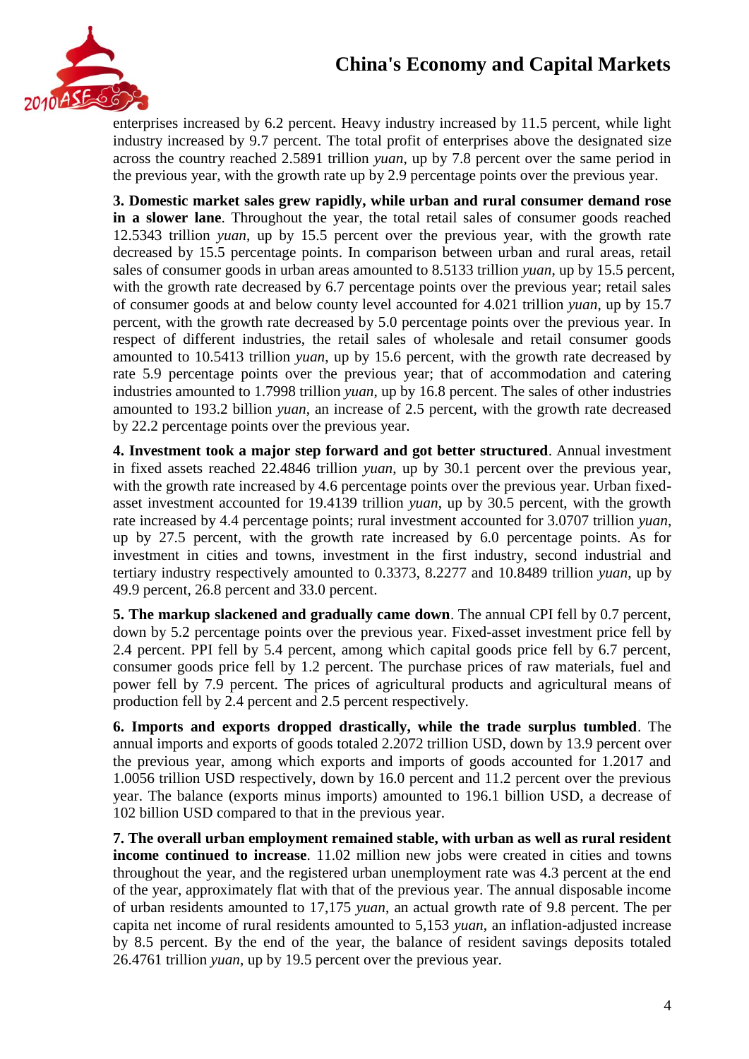enterprises increased by 6.2 percent. Heavy industry increased by 11.5 percent, while light industry increased by 9.7 percent. The total profit of enterprises above the designated size across the country reached 2.5891 trillion *yuan*, up by 7.8 percent over the same period in the previous year, with the growth rate up by 2.9 percentage points over the previous year.

**3. Domestic market sales grew rapidly, while urban and rural consumer demand rose in a slower lane**. Throughout the year, the total retail sales of consumer goods reached 12.5343 trillion *yuan*, up by 15.5 percent over the previous year, with the growth rate decreased by 15.5 percentage points. In comparison between urban and rural areas, retail sales of consumer goods in urban areas amounted to 8.5133 trillion *yuan*, up by 15.5 percent, with the growth rate decreased by 6.7 percentage points over the previous year; retail sales of consumer goods at and below county level accounted for 4.021 trillion *yuan*, up by 15.7 percent, with the growth rate decreased by 5.0 percentage points over the previous year. In respect of different industries, the retail sales of wholesale and retail consumer goods amounted to 10.5413 trillion *yuan*, up by 15.6 percent, with the growth rate decreased by rate 5.9 percentage points over the previous year; that of accommodation and catering industries amounted to 1.7998 trillion *yuan*, up by 16.8 percent. The sales of other industries amounted to 193.2 billion *yuan*, an increase of 2.5 percent, with the growth rate decreased by 22.2 percentage points over the previous year.

**4. Investment took a major step forward and got better structured**. Annual investment in fixed assets reached 22.4846 trillion *yuan*, up by 30.1 percent over the previous year, with the growth rate increased by 4.6 percentage points over the previous year. Urban fixed-asset investment accounted for 19.4139 trillion *yuan*, up by 30.5 percent, with the growth rate increased by 4.4 percentage points; rural investment accounted for 3.0707 trillion *yuan*, up by 27.5 percent, with the growth rate increased by 6.0 percentage points. As for investment in cities and towns, investment in the first industry, second industrial and tertiary industry respectively amounted to 0.3373, 8.2277 and 10.8489 trillion *yuan*, up by 49.9 percent, 26.8 percent and 33.0 percent.

**5. The markup slackened and gradually came down**. The annual CPI fell by 0.7 percent, down by 5.2 percentage points over the previous year. Fixed-asset investment price fell by 2.4 percent. PPI fell by 5.4 percent, among which capital goods price fell by 6.7 percent, consumer goods price fell by 1.2 percent. The purchase prices of raw materials, fuel and power fell by 7.9 percent. The prices of agricultural products and agricultural means of production fell by 2.4 percent and 2.5 percent respectively.

**6. Imports and exports dropped drastically, while the trade surplus tumbled**. The annual imports and exports of goods totaled 2.2072 trillion USD, down by 13.9 percent over the previous year, among which exports and imports of goods accounted for 1.2017 and 1.0056 trillion USD respectively, down by 16.0 percent and 11.2 percent over the previous year. The balance (exports minus imports) amounted to 196.1 billion USD, a decrease of 102 billion USD compared to that in the previous year.

**7. The overall urban employment remained stable, with urban as well as rural resident income continued to increase**. 11.02 million new jobs were created in cities and towns throughout the year, and the registered urban unemployment rate was 4.3 percent at the end of the year, approximately flat with that of the previous year. The annual disposable income of urban residents amounted to 17,175 *yuan*, an actual growth rate of 9.8 percent. The per capita net income of rural residents amounted to 5,153 *yuan*, an inflation-adjusted increase by 8.5 percent. By the end of the year, the balance of resident savings deposits totaled 26.4761 trillion *yuan*, up by 19.5 percent over the previous year.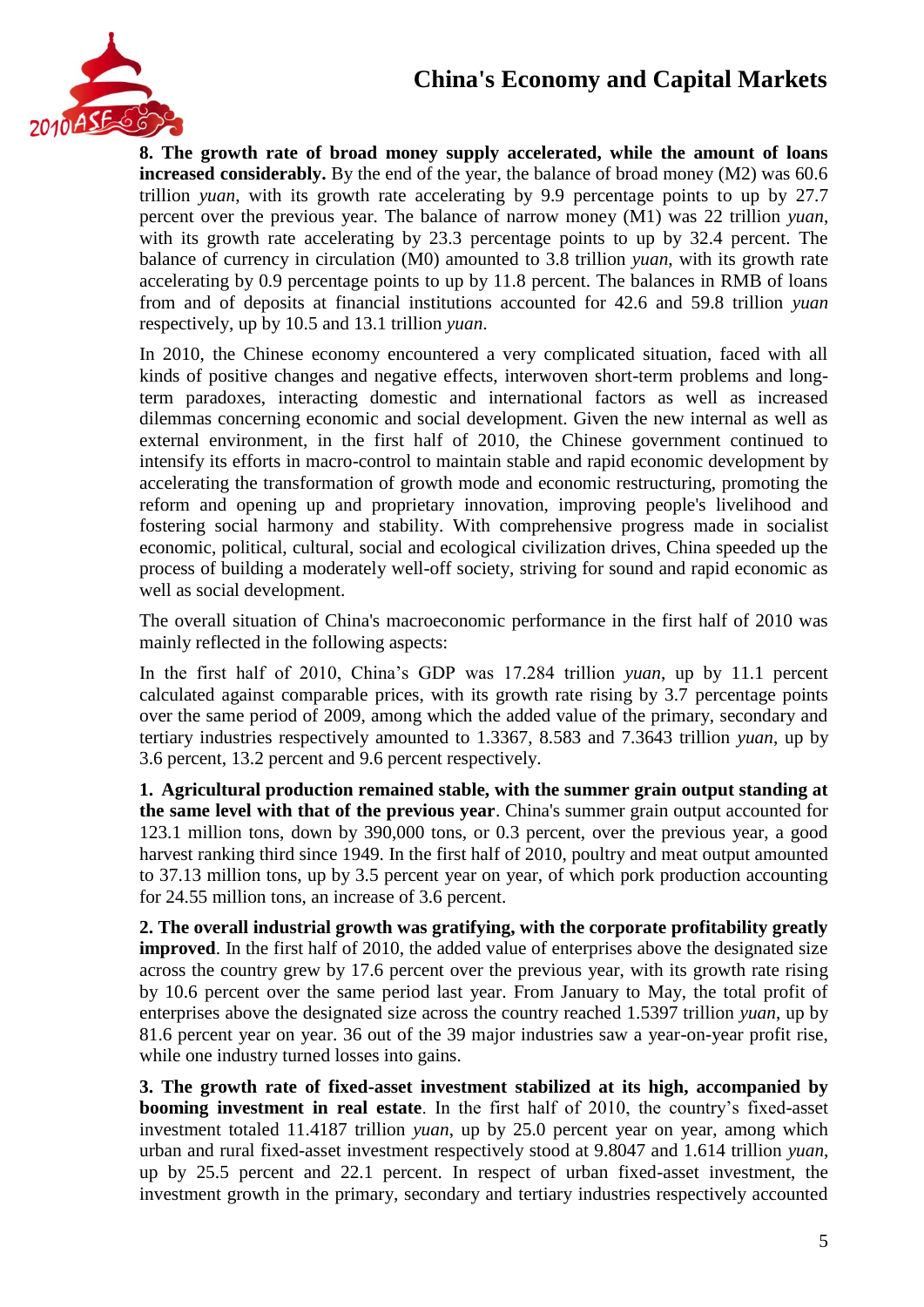**8. The growth rate of broad money supply accelerated, while the amount of loans increased considerably.** By the end of the year, the balance of broad money (M2) was 60.6 trillion *yuan*, with its growth rate accelerating by 9.9 percentage points to up by 27.7 percent over the previous year. The balance of narrow money (M1) was 22 trillion *yuan*, with its growth rate accelerating by 23.3 percentage points to up by 32.4 percent. The balance of currency in circulation (M0) amounted to 3.8 trillion *yuan*, with its growth rate accelerating by 0.9 percentage points to up by 11.8 percent. The balances in RMB of loans from and of deposits at financial institutions accounted for 42.6 and 59.8 trillion *yuan* respectively, up by 10.5 and 13.1 trillion *yuan*.

In 2010, the Chinese economy encountered a very complicated situation, faced with all kinds of positive changes and negative effects, interwoven short-term problems and long-term paradoxes, interacting domestic and international factors as well as increased dilemmas concerning economic and social development. Given the new internal as well as external environment, in the first half of 2010, the Chinese government continued to intensify its efforts in macro-control to maintain stable and rapid economic development by accelerating the transformation of growth mode and economic restructuring, promoting the reform and opening up and proprietary innovation, improving people's livelihood and fostering social harmony and stability. With comprehensive progress made in socialist economic, political, cultural, social and ecological civilization drives, China speeded up the process of building a moderately well-off society, striving for sound and rapid economic as well as social development.

The overall situation of China's macroeconomic performance in the first half of 2010 was mainly reflected in the following aspects:

In the first half of 2010, China's GDP was 17.284 trillion *yuan*, up by 11.1 percent calculated against comparable prices, with its growth rate rising by 3.7 percentage points over the same period of 2009, among which the added value of the primary, secondary and tertiary industries respectively amounted to 1.3367, 8.583 and 7.3643 trillion *yuan*, up by 3.6 percent, 13.2 percent and 9.6 percent respectively.

**1. Agricultural production remained stable, with the summer grain output standing at the same level with that of the previous year**. China's summer grain output accounted for 123.1 million tons, down by 390,000 tons, or 0.3 percent, over the previous year, a good harvest ranking third since 1949. In the first half of 2010, poultry and meat output amounted to 37.13 million tons, up by 3.5 percent year on year, of which pork production accounting for 24.55 million tons, an increase of 3.6 percent.

**2. The overall industrial growth was gratifying, with the corporate profitability greatly improved**. In the first half of 2010, the added value of enterprises above the designated size across the country grew by 17.6 percent over the previous year, with its growth rate rising by 10.6 percent over the same period last year. From January to May, the total profit of enterprises above the designated size across the country reached 1.5397 trillion *yuan*, up by 81.6 percent year on year. 36 out of the 39 major industries saw a year-on-year profit rise, while one industry turned losses into gains.

**3. The growth rate of fixed-asset investment stabilized at its high, accompanied by booming investment in real estate**. In the first half of 2010, the country's fixed-asset investment totaled 11.4187 trillion *yuan*, up by 25.0 percent year on year, among which urban and rural fixed-asset investment respectively stood at 9.8047 and 1.614 trillion *yuan*, up by 25.5 percent and 22.1 percent. In respect of urban fixed-asset investment, the investment growth in the primary, secondary and tertiary industries respectively accounted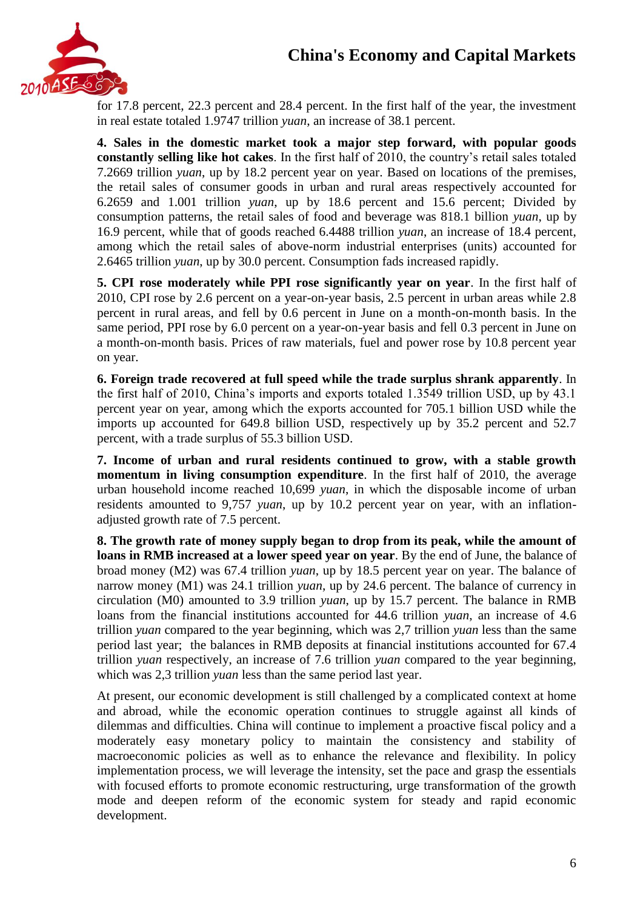for 17.8 percent, 22.3 percent and 28.4 percent. In the first half of the year, the investment in real estate totaled 1.9747 trillion *yuan*, an increase of 38.1 percent.

**4. Sales in the domestic market took a major step forward, with popular goods constantly selling like hot cakes**. In the first half of 2010, the country's retail sales totaled 7.2669 trillion *yuan*, up by 18.2 percent year on year. Based on locations of the premises, the retail sales of consumer goods in urban and rural areas respectively accounted for 6.2659 and 1.001 trillion *yuan*, up by 18.6 percent and 15.6 percent; Divided by consumption patterns, the retail sales of food and beverage was 818.1 billion *yuan*, up by 16.9 percent, while that of goods reached 6.4488 trillion *yuan*, an increase of 18.4 percent, among which the retail sales of above-norm industrial enterprises (units) accounted for 2.6465 trillion *yuan*, up by 30.0 percent. Consumption fads increased rapidly.

**5. CPI rose moderately while PPI rose significantly year on year**. In the first half of 2010, CPI rose by 2.6 percent on a year-on-year basis, 2.5 percent in urban areas while 2.8 percent in rural areas, and fell by 0.6 percent in June on a month-on-month basis. In the same period, PPI rose by 6.0 percent on a year-on-year basis and fell 0.3 percent in June on a month-on-month basis. Prices of raw materials, fuel and power rose by 10.8 percent year on year.

**6. Foreign trade recovered at full speed while the trade surplus shrank apparently**. In the first half of 2010, China's imports and exports totaled 1.3549 trillion USD, up by 43.1 percent year on year, among which the exports accounted for 705.1 billion USD while the imports up accounted for 649.8 billion USD, respectively up by 35.2 percent and 52.7 percent, with a trade surplus of 55.3 billion USD.

**7. Income of urban and rural residents continued to grow, with a stable growth momentum in living consumption expenditure**. In the first half of 2010, the average urban household income reached 10,699 *yuan*, in which the disposable income of urban residents amounted to 9,757 *yuan*, up by 10.2 percent year on year, with an inflation-adjusted growth rate of 7.5 percent.

**8. The growth rate of money supply began to drop from its peak, while the amount of loans in RMB increased at a lower speed year on year**. By the end of June, the balance of broad money (M2) was 67.4 trillion *yuan*, up by 18.5 percent year on year. The balance of narrow money (M1) was 24.1 trillion *yuan*, up by 24.6 percent. The balance of currency in circulation (M0) amounted to 3.9 trillion *yuan*, up by 15.7 percent. The balance in RMB loans from the financial institutions accounted for 44.6 trillion *yuan*, an increase of 4.6 trillion *yuan* compared to the year beginning, which was 2,7 trillion *yuan* less than the same period last year; the balances in RMB deposits at financial institutions accounted for 67.4 trillion *yuan* respectively, an increase of 7.6 trillion *yuan* compared to the year beginning, which was 2,3 trillion *yuan* less than the same period last year.

At present, our economic development is still challenged by a complicated context at home and abroad, while the economic operation continues to struggle against all kinds of dilemmas and difficulties. China will continue to implement a proactive fiscal policy and a moderately easy monetary policy to maintain the consistency and stability of macroeconomic policies as well as to enhance the relevance and flexibility. In policy implementation process, we will leverage the intensity, set the pace and grasp the essentials with focused efforts to promote economic restructuring, urge transformation of the growth mode and deepen reform of the economic system for steady and rapid economic development.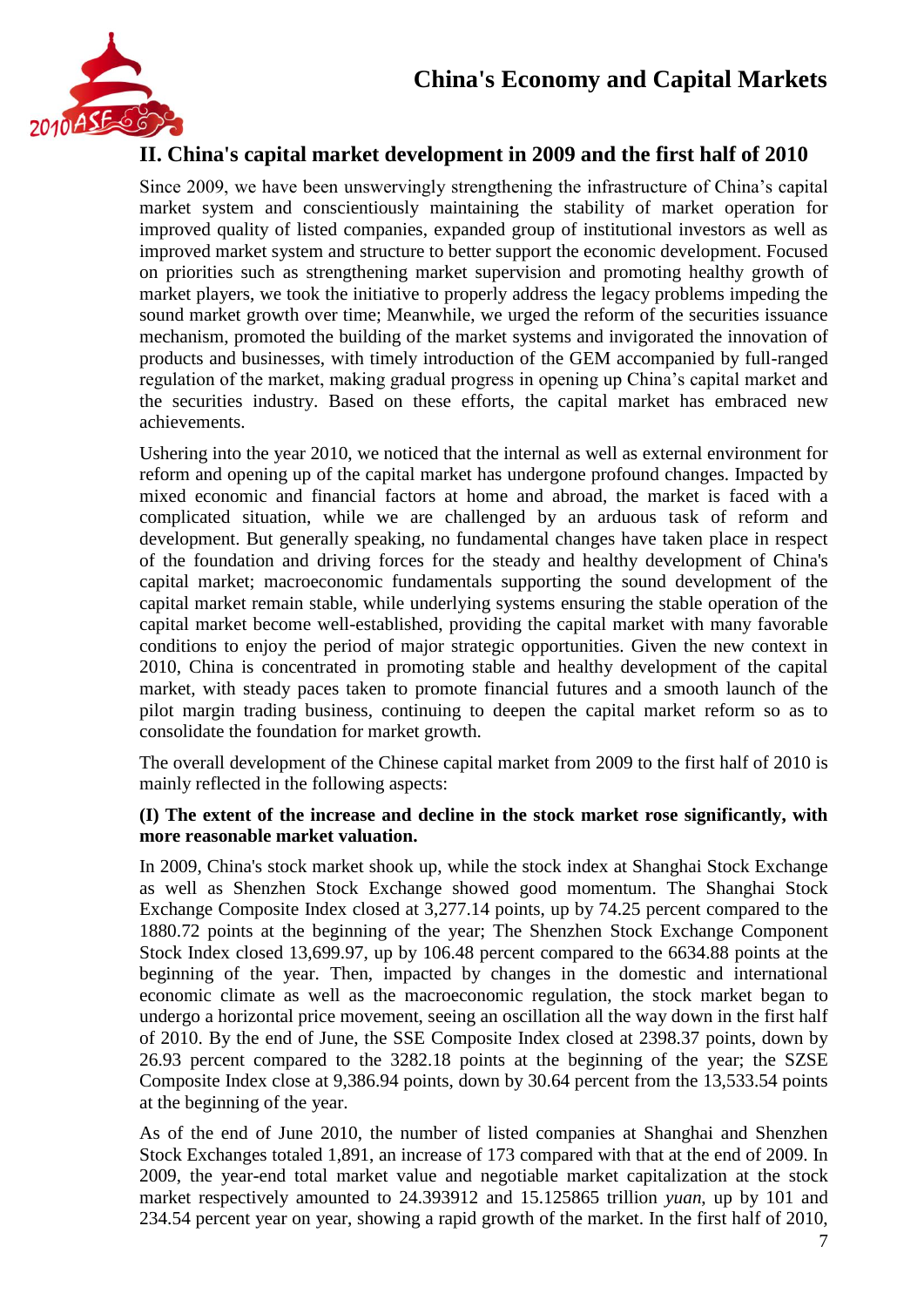## II. China's capital market development in 2009 and the first half of 2010

Since 2009, we have been unswervingly strengthening the infrastructure of China's capital market system and conscientiously maintaining the stability of market operation for improved quality of listed companies, expanded group of institutional investors as well as improved market system and structure to better support the economic development. Focused on priorities such as strengthening market supervision and promoting healthy growth of market players, we took the initiative to properly address the legacy problems impeding the sound market growth over time; Meanwhile, we urged the reform of the securities issuance mechanism, promoted the building of the market systems and invigorated the innovation of products and businesses, with timely introduction of the GEM accompanied by full-ranged regulation of the market, making gradual progress in opening up China's capital market and the securities industry. Based on these efforts, the capital market has embraced new achievements.

Ushering into the year 2010, we noticed that the internal as well as external environment for reform and opening up of the capital market has undergone profound changes. Impacted by mixed economic and financial factors at home and abroad, the market is faced with a complicated situation, while we are challenged by an arduous task of reform and development. But generally speaking, no fundamental changes have taken place in respect of the foundation and driving forces for the steady and healthy development of China's capital market; macroeconomic fundamentals supporting the sound development of the capital market remain stable, while underlying systems ensuring the stable operation of the capital market become well-established, providing the capital market with many favorable conditions to enjoy the period of major strategic opportunities. Given the new context in 2010, China is concentrated in promoting stable and healthy development of the capital market, with steady paces taken to promote financial futures and a smooth launch of the pilot margin trading business, continuing to deepen the capital market reform so as to consolidate the foundation for market growth.

The overall development of the Chinese capital market from 2009 to the first half of 2010 is mainly reflected in the following aspects:

**(I) The extent of the increase and decline in the stock market rose significantly, with more reasonable market valuation.**

In 2009, China's stock market shook up, while the stock index at Shanghai Stock Exchange as well as Shenzhen Stock Exchange showed good momentum. The Shanghai Stock Exchange Composite Index closed at 3,277.14 points, up by 74.25 percent compared to the 1880.72 points at the beginning of the year; The Shenzhen Stock Exchange Component Stock Index closed 13,699.97, up by 106.48 percent compared to the 6634.88 points at the beginning of the year. Then, impacted by changes in the domestic and international economic climate as well as the macroeconomic regulation, the stock market began to undergo a horizontal price movement, seeing an oscillation all the way down in the first half of 2010. By the end of June, the SSE Composite Index closed at 2398.37 points, down by 26.93 percent compared to the 3282.18 points at the beginning of the year; the SZSE Composite Index close at 9,386.94 points, down by 30.64 percent from the 13,533.54 points at the beginning of the year.

As of the end of June 2010, the number of listed companies at Shanghai and Shenzhen Stock Exchanges totaled 1,891, an increase of 173 compared with that at the end of 2009. In 2009, the year-end total market value and negotiable market capitalization at the stock market respectively amounted to 24.393912 and 15.125865 trillion *yuan*, up by 101 and 234.54 percent year on year, showing a rapid growth of the market. In the first half of 2010,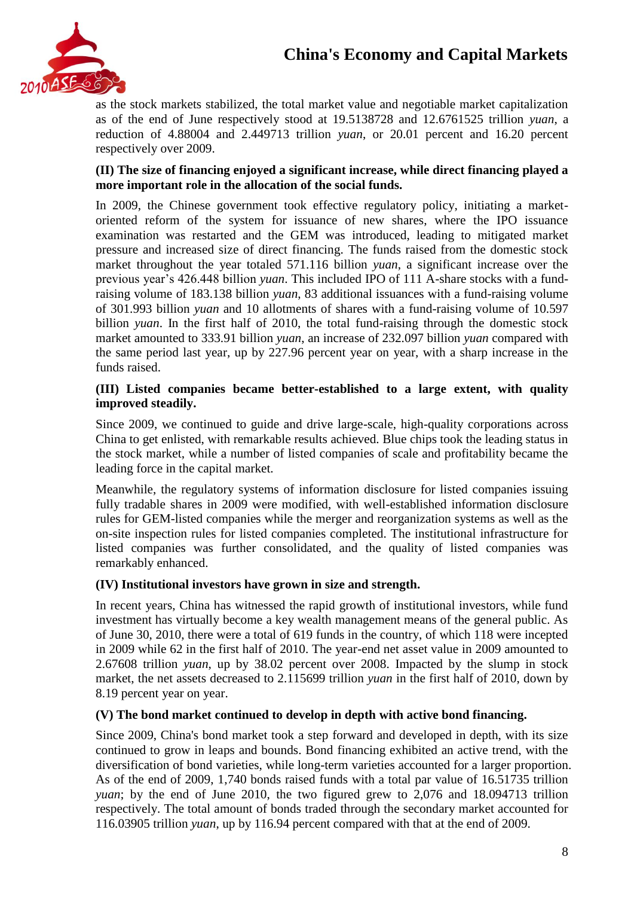as the stock markets stabilized, the total market value and negotiable market capitalization as of the end of June respectively stood at 19.5138728 and 12.6761525 trillion *yuan*, a reduction of 4.88004 and 2.449713 trillion *yuan*, or 20.01 percent and 16.20 percent respectively over 2009.

**(II) The size of financing enjoyed a significant increase, while direct financing played a more important role in the allocation of the social funds.**

In 2009, the Chinese government took effective regulatory policy, initiating a market-oriented reform of the system for issuance of new shares, where the IPO issuance examination was restarted and the GEM was introduced, leading to mitigated market pressure and increased size of direct financing. The funds raised from the domestic stock market throughout the year totaled 571.116 billion *yuan*, a significant increase over the previous year's 426.448 billion *yuan*. This included IPO of 111 A-share stocks with a fund-raising volume of 183.138 billion *yuan*, 83 additional issuances with a fund-raising volume of 301.993 billion *yuan* and 10 allotments of shares with a fund-raising volume of 10.597 billion *yuan*. In the first half of 2010, the total fund-raising through the domestic stock market amounted to 333.91 billion *yuan*, an increase of 232.097 billion *yuan* compared with the same period last year, up by 227.96 percent year on year, with a sharp increase in the funds raised.

**(III) Listed companies became better-established to a large extent, with quality improved steadily.**

Since 2009, we continued to guide and drive large-scale, high-quality corporations across China to get enlisted, with remarkable results achieved. Blue chips took the leading status in the stock market, while a number of listed companies of scale and profitability became the leading force in the capital market.

Meanwhile, the regulatory systems of information disclosure for listed companies issuing fully tradable shares in 2009 were modified, with well-established information disclosure rules for GEM-listed companies while the merger and reorganization systems as well as the on-site inspection rules for listed companies completed. The institutional infrastructure for listed companies was further consolidated, and the quality of listed companies was remarkably enhanced.

**(IV) Institutional investors have grown in size and strength.**

In recent years, China has witnessed the rapid growth of institutional investors, while fund investment has virtually become a key wealth management means of the general public. As of June 30, 2010, there were a total of 619 funds in the country, of which 118 were incepted in 2009 while 62 in the first half of 2010. The year-end net asset value in 2009 amounted to 2.67608 trillion *yuan*, up by 38.02 percent over 2008. Impacted by the slump in stock market, the net assets decreased to 2.115699 trillion *yuan* in the first half of 2010, down by 8.19 percent year on year.

**(V) The bond market continued to develop in depth with active bond financing.**

Since 2009, China's bond market took a step forward and developed in depth, with its size continued to grow in leaps and bounds. Bond financing exhibited an active trend, with the diversification of bond varieties, while long-term varieties accounted for a larger proportion. As of the end of 2009, 1,740 bonds raised funds with a total par value of 16.51735 trillion *yuan*; by the end of June 2010, the two figured grew to 2,076 and 18.094713 trillion respectively. The total amount of bonds traded through the secondary market accounted for 116.03905 trillion *yuan*, up by 116.94 percent compared with that at the end of 2009.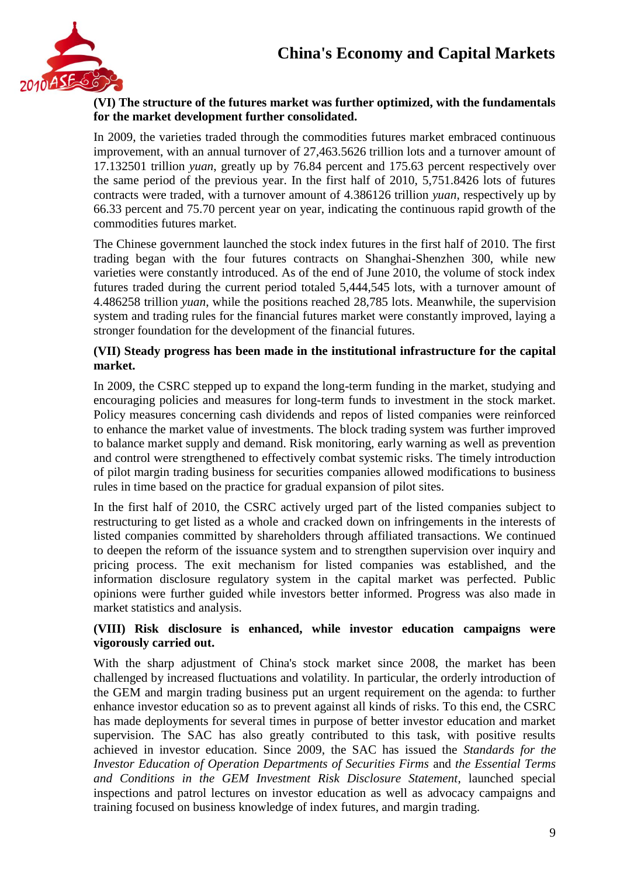### (VI) The structure of the futures market was further optimized, with the fundamentals for the market development further consolidated.

In 2009, the varieties traded through the commodities futures market embraced continuous improvement, with an annual turnover of 27,463.5626 trillion lots and a turnover amount of 17.132501 trillion *yuan*, greatly up by 76.84 percent and 175.63 percent respectively over the same period of the previous year. In the first half of 2010, 5,751.8426 lots of futures contracts were traded, with a turnover amount of 4.386126 trillion *yuan*, respectively up by 66.33 percent and 75.70 percent year on year, indicating the continuous rapid growth of the commodities futures market.

The Chinese government launched the stock index futures in the first half of 2010. The first trading began with the four futures contracts on Shanghai-Shenzhen 300, while new varieties were constantly introduced. As of the end of June 2010, the volume of stock index futures traded during the current period totaled 5,444,545 lots, with a turnover amount of 4.486258 trillion *yuan*, while the positions reached 28,785 lots. Meanwhile, the supervision system and trading rules for the financial futures market were constantly improved, laying a stronger foundation for the development of the financial futures.

### (VII) Steady progress has been made in the institutional infrastructure for the capital market.

In 2009, the CSRC stepped up to expand the long-term funding in the market, studying and encouraging policies and measures for long-term funds to investment in the stock market. Policy measures concerning cash dividends and repos of listed companies were reinforced to enhance the market value of investments. The block trading system was further improved to balance market supply and demand. Risk monitoring, early warning as well as prevention and control were strengthened to effectively combat systemic risks. The timely introduction of pilot margin trading business for securities companies allowed modifications to business rules in time based on the practice for gradual expansion of pilot sites.

In the first half of 2010, the CSRC actively urged part of the listed companies subject to restructuring to get listed as a whole and cracked down on infringements in the interests of listed companies committed by shareholders through affiliated transactions. We continued to deepen the reform of the issuance system and to strengthen supervision over inquiry and pricing process. The exit mechanism for listed companies was established, and the information disclosure regulatory system in the capital market was perfected. Public opinions were further guided while investors better informed. Progress was also made in market statistics and analysis.

### (VIII) Risk disclosure is enhanced, while investor education campaigns were vigorously carried out.

With the sharp adjustment of China's stock market since 2008, the market has been challenged by increased fluctuations and volatility. In particular, the orderly introduction of the GEM and margin trading business put an urgent requirement on the agenda: to further enhance investor education so as to prevent against all kinds of risks. To this end, the CSRC has made deployments for several times in purpose of better investor education and market supervision. The SAC has also greatly contributed to this task, with positive results achieved in investor education. Since 2009, the SAC has issued the *Standards for the Investor Education of Operation Departments of Securities Firms* and *the Essential Terms and Conditions in the GEM Investment Risk Disclosure Statement*, launched special inspections and patrol lectures on investor education as well as advocacy campaigns and training focused on business knowledge of index futures, and margin trading.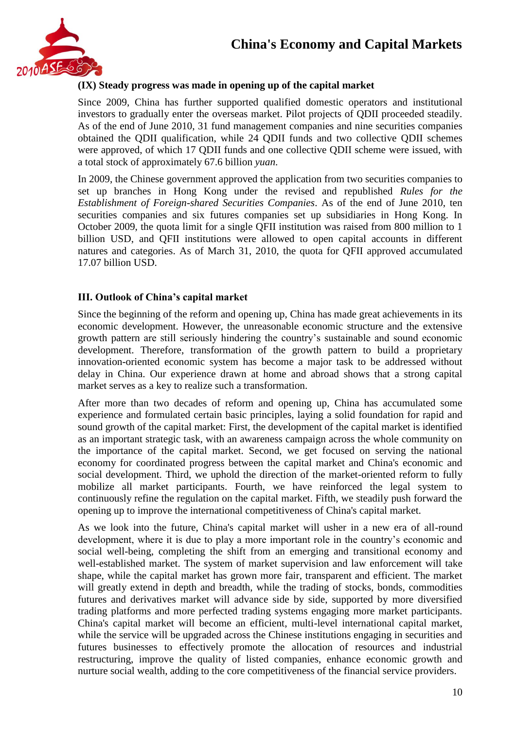### (IX) Steady progress was made in opening up of the capital market

Since 2009, China has further supported qualified domestic operators and institutional investors to gradually enter the overseas market. Pilot projects of QDII proceeded steadily. As of the end of June 2010, 31 fund management companies and nine securities companies obtained the QDII qualification, while 24 QDII funds and two collective QDII schemes were approved, of which 17 QDII funds and one collective QDII scheme were issued, with a total stock of approximately 67.6 billion *yuan*.

In 2009, the Chinese government approved the application from two securities companies to set up branches in Hong Kong under the revised and republished *Rules for the Establishment of Foreign-shared Securities Companies*. As of the end of June 2010, ten securities companies and six futures companies set up subsidiaries in Hong Kong. In October 2009, the quota limit for a single QFII institution was raised from 800 million to 1 billion USD, and QFII institutions were allowed to open capital accounts in different natures and categories. As of March 31, 2010, the quota for QFII approved accumulated 17.07 billion USD.

## III. Outlook of China's capital market

Since the beginning of the reform and opening up, China has made great achievements in its economic development. However, the unreasonable economic structure and the extensive growth pattern are still seriously hindering the country's sustainable and sound economic development. Therefore, transformation of the growth pattern to build a proprietary innovation-oriented economic system has become a major task to be addressed without delay in China. Our experience drawn at home and abroad shows that a strong capital market serves as a key to realize such a transformation.

After more than two decades of reform and opening up, China has accumulated some experience and formulated certain basic principles, laying a solid foundation for rapid and sound growth of the capital market: First, the development of the capital market is identified as an important strategic task, with an awareness campaign across the whole community on the importance of the capital market. Second, we get focused on serving the national economy for coordinated progress between the capital market and China's economic and social development. Third, we uphold the direction of the market-oriented reform to fully mobilize all market participants. Fourth, we have reinforced the legal system to continuously refine the regulation on the capital market. Fifth, we steadily push forward the opening up to improve the international competitiveness of China's capital market.

As we look into the future, China's capital market will usher in a new era of all-round development, where it is due to play a more important role in the country's economic and social well-being, completing the shift from an emerging and transitional economy and well-established market. The system of market supervision and law enforcement will take shape, while the capital market has grown more fair, transparent and efficient. The market will greatly extend in depth and breadth, while the trading of stocks, bonds, commodities futures and derivatives market will advance side by side, supported by more diversified trading platforms and more perfected trading systems engaging more market participants. China's capital market will become an efficient, multi-level international capital market, while the service will be upgraded across the Chinese institutions engaging in securities and futures businesses to effectively promote the allocation of resources and industrial restructuring, improve the quality of listed companies, enhance economic growth and nurture social wealth, adding to the core competitiveness of the financial service providers.